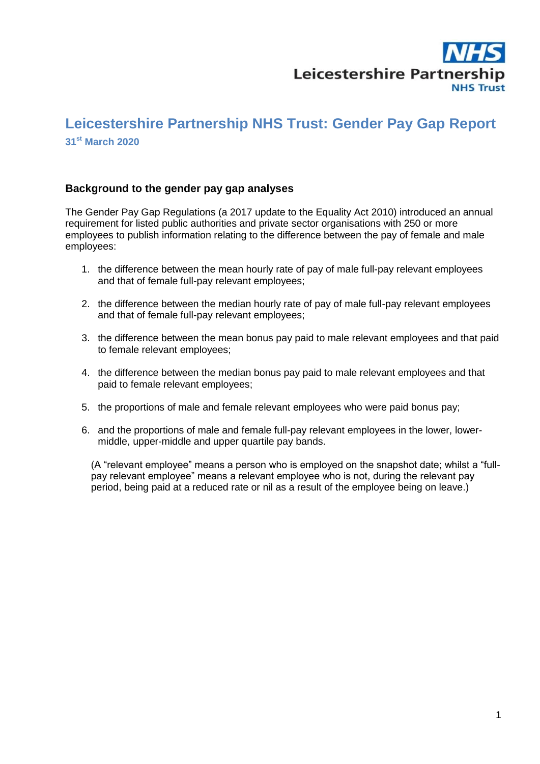NHS
Leicestershire Partnership
NHS Trust

# Leicestershire Partnership NHS Trust: Gender Pay Gap Report

**31st March 2020**

## Background to the gender pay gap analyses

The Gender Pay Gap Regulations (a 2017 update to the Equality Act 2010) introduced an annual requirement for listed public authorities and private sector organisations with 250 or more employees to publish information relating to the difference between the pay of female and male employees:

1. the difference between the mean hourly rate of pay of male full-pay relevant employees and that of female full-pay relevant employees;
2. the difference between the median hourly rate of pay of male full-pay relevant employees and that of female full-pay relevant employees;
3. the difference between the mean bonus pay paid to male relevant employees and that paid to female relevant employees;
4. the difference between the median bonus pay paid to male relevant employees and that paid to female relevant employees;
5. the proportions of male and female relevant employees who were paid bonus pay;
6. and the proportions of male and female full-pay relevant employees in the lower, lower-middle, upper-middle and upper quartile pay bands.

(A "relevant employee" means a person who is employed on the snapshot date; whilst a "full-pay relevant employee" means a relevant employee who is not, during the relevant pay period, being paid at a reduced rate or nil as a result of the employee being on leave.)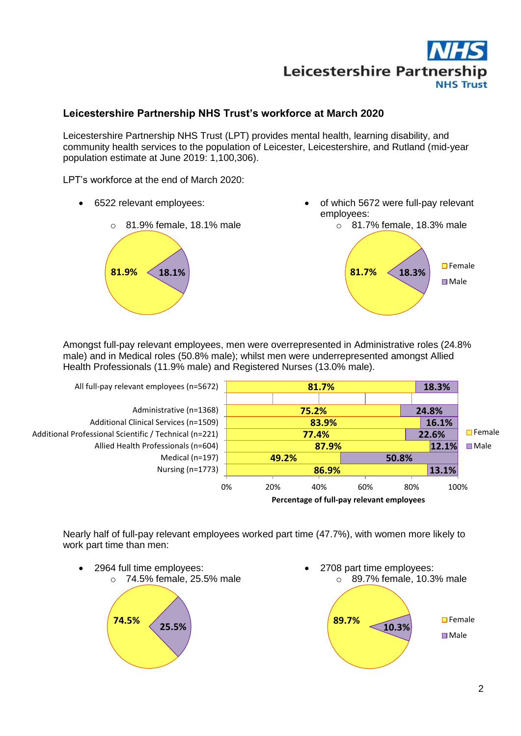## Leicestershire Partnership NHS Trust's workforce at March 2020

Leicestershire Partnership NHS Trust (LPT) provides mental health, learning disability, and community health services to the population of Leicester, Leicestershire, and Rutland (mid-year population estimate at June 2019: 1,100,306).

LPT's workforce at the end of March 2020:

- 6522 relevant employees:
  - 81.9% female, 18.1% male

81.9%
18.1%

- of which 5672 were full-pay relevant employees:
  - 81.7% female, 18.3% male

81.7%
18.3%
Female
Male

Amongst full-pay relevant employees, men were overrepresented in Administrative roles (24.8% male) and in Medical roles (50.8% male); whilst men were underrepresented amongst Allied Health Professionals (11.9% male) and Registered Nurses (13.0% male).

All full-pay relevant employees (n=5672) 81.7% 18.3%
Administrative (n=1368) 75.2% 24.8%
Additional Clinical Services (n=1509) 83.9% 16.1%
Additional Professional Scientific / Technical (n=221) 77.4% 22.6%
Allied Health Professionals (n=604) 87.9% 12.1%
Medical (n=197) 49.2% 50.8%
Nursing (n=1773) 86.9% 13.1%
0% 20% 40% 60% 80% 100%
Percentage of full-pay relevant employees
Female
Male

Nearly half of full-pay relevant employees worked part time (47.7%), with women more likely to work part time than men:

- 2964 full time employees:
  - 74.5% female, 25.5% male

74.5%
25.5%

- 2708 part time employees:
  - 89.7% female, 10.3% male

89.7%
10.3%
Female
Male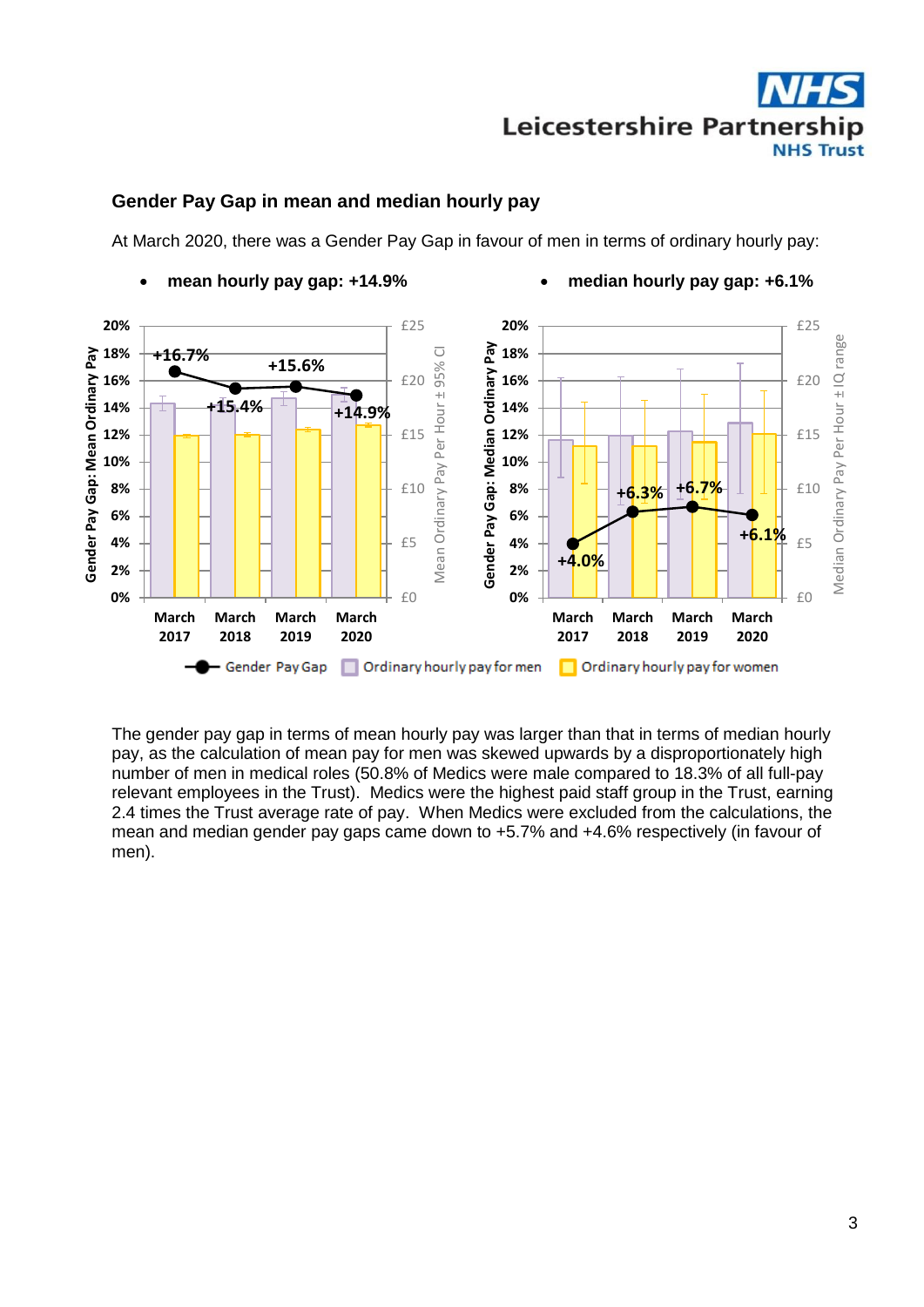## Gender Pay Gap in mean and median hourly pay

At March 2020, there was a Gender Pay Gap in favour of men in terms of ordinary hourly pay:

- **mean hourly pay gap: +14.9%**
- **median hourly pay gap: +6.1%**

Gender Pay Gap: Mean Ordinary Pay
Mean Ordinary Pay Per Hour ± 95% CI
20%, 18%, 16%, 14%, 12%, 10%, 8%, 6%, 4%, 2%, 0%
£25, £20, £15, £10, £5, £0
+16.7%
+15.4%
+15.6%
+14.9%
March 2017, March 2018, March 2019, March 2020

Gender Pay Gap: Median Ordinary Pay
Median Ordinary Pay Per Hour ± IQ range
20%, 18%, 16%, 14%, 12%, 10%, 8%, 6%, 4%, 2%, 0%
£25, £20, £15, £10, £5, £0
+4.0%
+6.3%
+6.7%
+6.1%
March 2017, March 2018, March 2019, March 2020

Gender Pay Gap
Ordinary hourly pay for men
Ordinary hourly pay for women

The gender pay gap in terms of mean hourly pay was larger than that in terms of median hourly pay, as the calculation of mean pay for men was skewed upwards by a disproportionately high number of men in medical roles (50.8% of Medics were male compared to 18.3% of all full-pay relevant employees in the Trust). Medics were the highest paid staff group in the Trust, earning 2.4 times the Trust average rate of pay. When Medics were excluded from the calculations, the mean and median gender pay gaps came down to +5.7% and +4.6% respectively (in favour of men).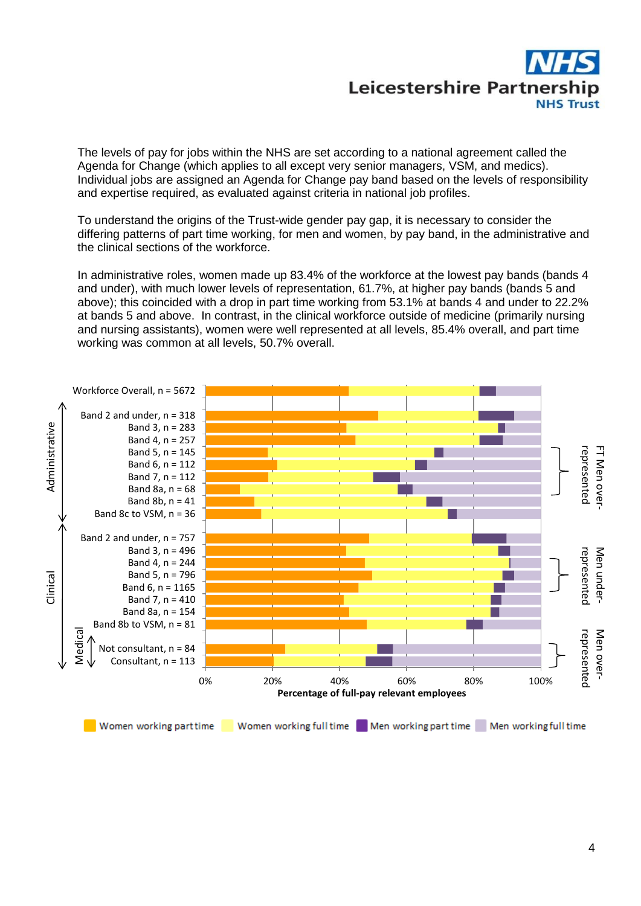The levels of pay for jobs within the NHS are set according to a national agreement called the Agenda for Change (which applies to all except very senior managers, VSM, and medics). Individual jobs are assigned an Agenda for Change pay band based on the levels of responsibility and expertise required, as evaluated against criteria in national job profiles.

To understand the origins of the Trust-wide gender pay gap, it is necessary to consider the differing patterns of part time working, for men and women, by pay band, in the administrative and the clinical sections of the workforce.

In administrative roles, women made up 83.4% of the workforce at the lowest pay bands (bands 4 and under), with much lower levels of representation, 61.7%, at higher pay bands (bands 5 and above); this coincided with a drop in part time working from 53.1% at bands 4 and under to 22.2% at bands 5 and above. In contrast, in the clinical workforce outside of medicine (primarily nursing and nursing assistants), women were well represented at all levels, 85.4% overall, and part time working was common at all levels, 50.7% overall.

Workforce Overall, n = 5672

Administrative
Band 2 and under, n = 318
Band 3, n = 283
Band 4, n = 257
Band 5, n = 145
Band 6, n = 112
Band 7, n = 112
Band 8a, n = 68
Band 8b, n = 41
Band 8c to VSM, n = 36

FT Men over-represented

Clinical
Band 2 and under, n = 757
Band 3, n = 496
Band 4, n = 244
Band 5, n = 796
Band 6, n = 1165
Band 7, n = 410
Band 8a, n = 154
Band 8b to VSM, n = 81

Men under-represented

Medical
Not consultant, n = 84
Consultant, n = 113

Men over-represented

0% 20% 40% 60% 80% 100%

Percentage of full-pay relevant employees

Women working part time | Women working full time | Men working part time | Men working full time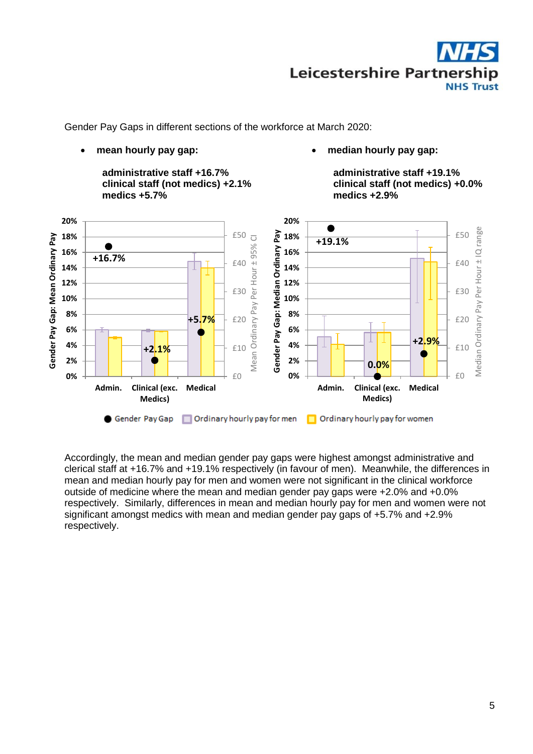Gender Pay Gaps in different sections of the workforce at March 2020:

- **mean hourly pay gap:**

  **administrative staff +16.7%**
  **clinical staff (not medics) +2.1%**
  **medics +5.7%**

- **median hourly pay gap:**

  **administrative staff +19.1%**
  **clinical staff (not medics) +0.0%**
  **medics +2.9%**

Gender Pay Gap: Mean Ordinary Pay
20%
18%
16%
14%
12%
10%
8%
6%
4%
2%
0%

Mean Ordinary Pay Per Hour ± 95% CI
£50
£40
£30
£20
£10
£0

+16.7%
+2.1%
+5.7%

Admin.
Clinical (exc. Medics)
Medical

Gender Pay Gap: Median Ordinary Pay
20%
18%
16%
14%
12%
10%
8%
6%
4%
2%
0%

Median Ordinary Pay Per Hour ± IQ range
£50
£40
£30
£20
£10
£0

+19.1%
0.0%
+2.9%

Admin.
Clinical (exc. Medics)
Medical

Gender Pay Gap
Ordinary hourly pay for men
Ordinary hourly pay for women

Accordingly, the mean and median gender pay gaps were highest amongst administrative and clerical staff at +16.7% and +19.1% respectively (in favour of men). Meanwhile, the differences in mean and median hourly pay for men and women were not significant in the clinical workforce outside of medicine where the mean and median gender pay gaps were +2.0% and +0.0% respectively. Similarly, differences in mean and median hourly pay for men and women were not significant amongst medics with mean and median gender pay gaps of +5.7% and +2.9% respectively.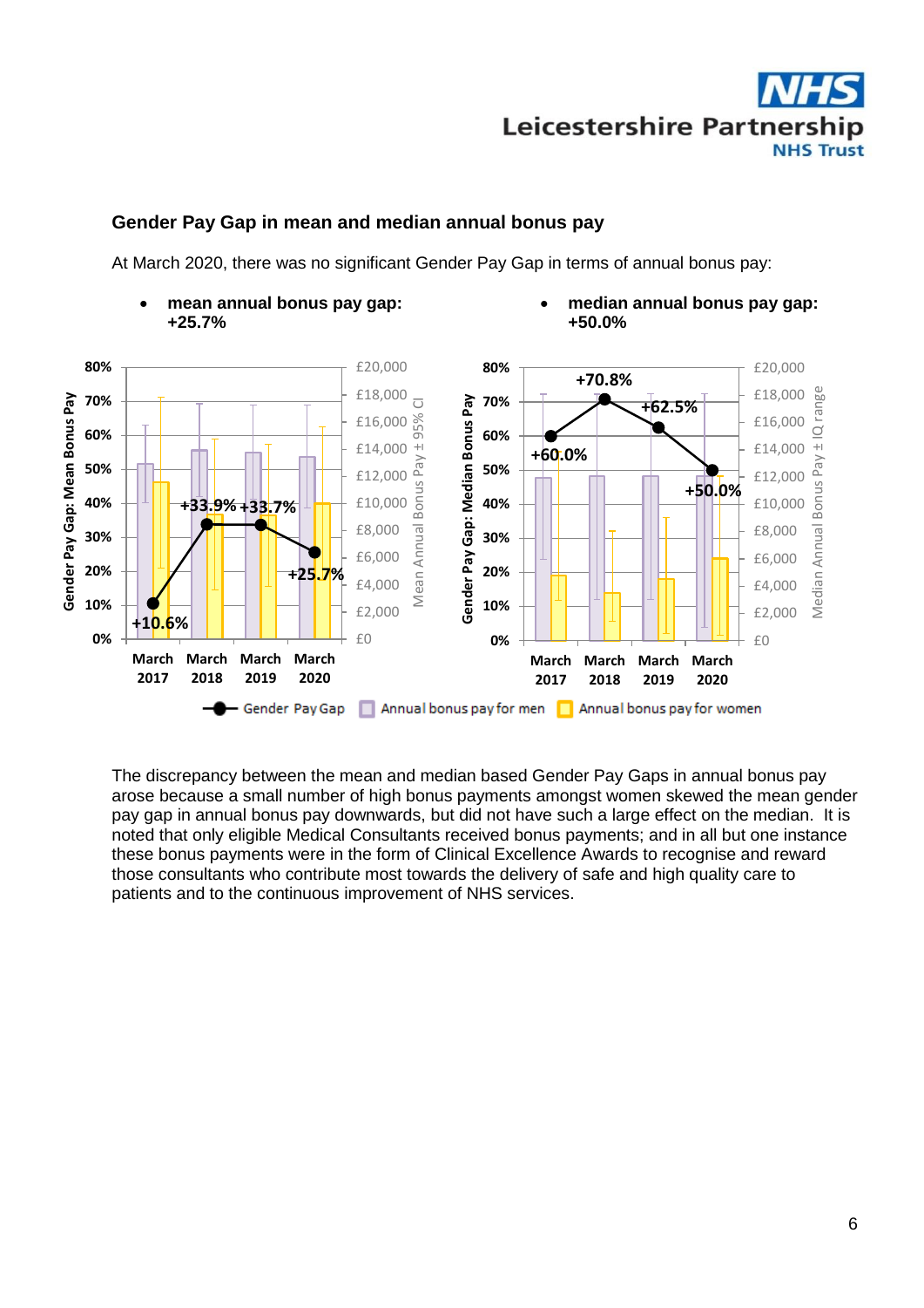## Gender Pay Gap in mean and median annual bonus pay

At March 2020, there was no significant Gender Pay Gap in terms of annual bonus pay:

- **mean annual bonus pay gap: +25.7%**
- **median annual bonus pay gap: +50.0%**

Gender Pay Gap: Mean Bonus Pay
80%
70%
60%
50%
40%
30%
20%
10%
0%
+10.6%
+33.9%
+33.7%
+25.7%
March 2017
March 2018
March 2019
March 2020
Mean Annual Bonus Pay ± 95% CI
£20,000
£18,000
£16,000
£14,000
£12,000
£10,000
£8,000
£6,000
£4,000
£2,000
£0

Gender Pay Gap: Median Bonus Pay
80%
70%
60%
50%
40%
30%
20%
10%
0%
+60.0%
+70.8%
+62.5%
+50.0%
March 2017
March 2018
March 2019
March 2020
Median Annual Bonus Pay ± IQ range
£20,000
£18,000
£16,000
£14,000
£12,000
£10,000
£8,000
£6,000
£4,000
£2,000
£0

Gender Pay Gap
Annual bonus pay for men
Annual bonus pay for women

The discrepancy between the mean and median based Gender Pay Gaps in annual bonus pay arose because a small number of high bonus payments amongst women skewed the mean gender pay gap in annual bonus pay downwards, but did not have such a large effect on the median. It is noted that only eligible Medical Consultants received bonus payments; and in all but one instance these bonus payments were in the form of Clinical Excellence Awards to recognise and reward those consultants who contribute most towards the delivery of safe and high quality care to patients and to the continuous improvement of NHS services.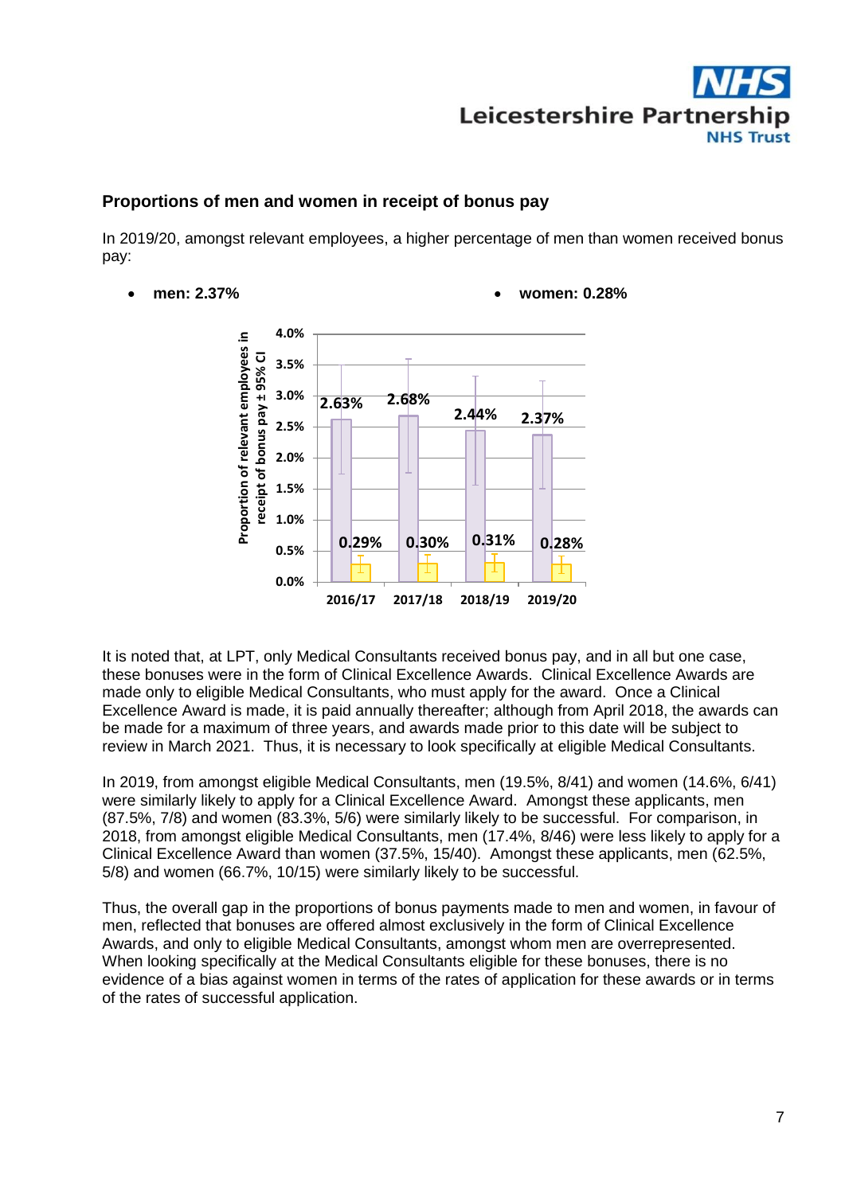## Proportions of men and women in receipt of bonus pay

In 2019/20, amongst relevant employees, a higher percentage of men than women received bonus pay:

- **men: 2.37%**
- **women: 0.28%**

Proportion of relevant employees in receipt of bonus pay ± 95% CI

4.0%
3.5%
3.0%
2.5%
2.0%
1.5%
1.0%
0.5%
0.0%

2.63%
2.68%
2.44%
2.37%

0.29%
0.30%
0.31%
0.28%

2016/17
2017/18
2018/19
2019/20

It is noted that, at LPT, only Medical Consultants received bonus pay, and in all but one case, these bonuses were in the form of Clinical Excellence Awards. Clinical Excellence Awards are made only to eligible Medical Consultants, who must apply for the award. Once a Clinical Excellence Award is made, it is paid annually thereafter; although from April 2018, the awards can be made for a maximum of three years, and awards made prior to this date will be subject to review in March 2021. Thus, it is necessary to look specifically at eligible Medical Consultants.

In 2019, from amongst eligible Medical Consultants, men (19.5%, 8/41) and women (14.6%, 6/41) were similarly likely to apply for a Clinical Excellence Award. Amongst these applicants, men (87.5%, 7/8) and women (83.3%, 5/6) were similarly likely to be successful. For comparison, in 2018, from amongst eligible Medical Consultants, men (17.4%, 8/46) were less likely to apply for a Clinical Excellence Award than women (37.5%, 15/40). Amongst these applicants, men (62.5%, 5/8) and women (66.7%, 10/15) were similarly likely to be successful.

Thus, the overall gap in the proportions of bonus payments made to men and women, in favour of men, reflected that bonuses are offered almost exclusively in the form of Clinical Excellence Awards, and only to eligible Medical Consultants, amongst whom men are overrepresented. When looking specifically at the Medical Consultants eligible for these bonuses, there is no evidence of a bias against women in terms of the rates of application for these awards or in terms of the rates of successful application.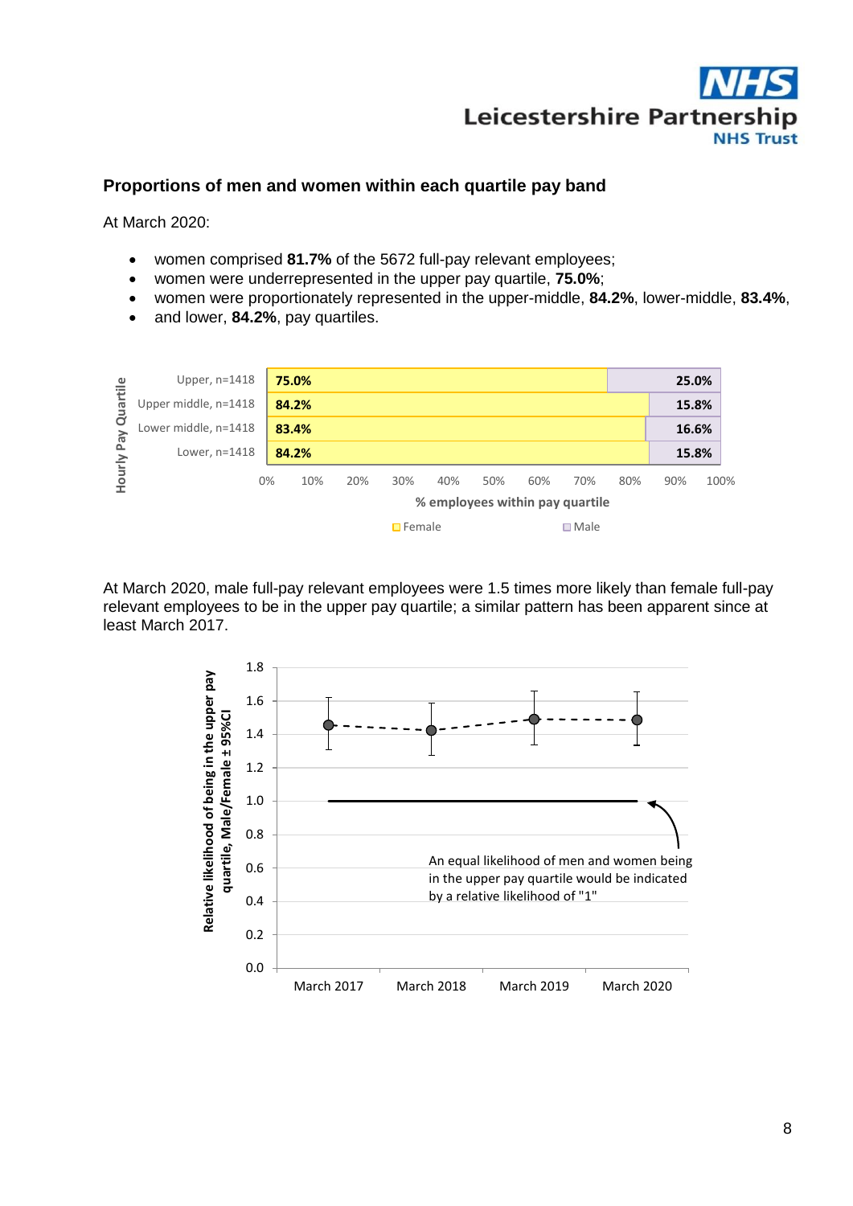## Proportions of men and women within each quartile pay band

At March 2020:

- women comprised **81.7%** of the 5672 full-pay relevant employees;
- women were underrepresented in the upper pay quartile, **75.0%**;
- women were proportionately represented in the upper-middle, **84.2%**, lower-middle, **83.4%**, and lower, **84.2%**, pay quartiles.

Hourly Pay Quartile

Upper, n=1418 75.0% 25.0%
Upper middle, n=1418 84.2% 15.8%
Lower middle, n=1418 83.4% 16.6%
Lower, n=1418 84.2% 15.8%

0% 10% 20% 30% 40% 50% 60% 70% 80% 90% 100%

% employees within pay quartile

Female Male

At March 2020, male full-pay relevant employees were 1.5 times more likely than female full-pay relevant employees to be in the upper pay quartile; a similar pattern has been apparent since at least March 2017.

Relative likelihood of being in the upper pay quartile, Male/Female ± 95%CI

1.8 1.6 1.4 1.2 1.0 0.8 0.6 0.4 0.2 0.0

March 2017 March 2018 March 2019 March 2020

An equal likelihood of men and women being in the upper pay quartile would be indicated by a relative likelihood of "1"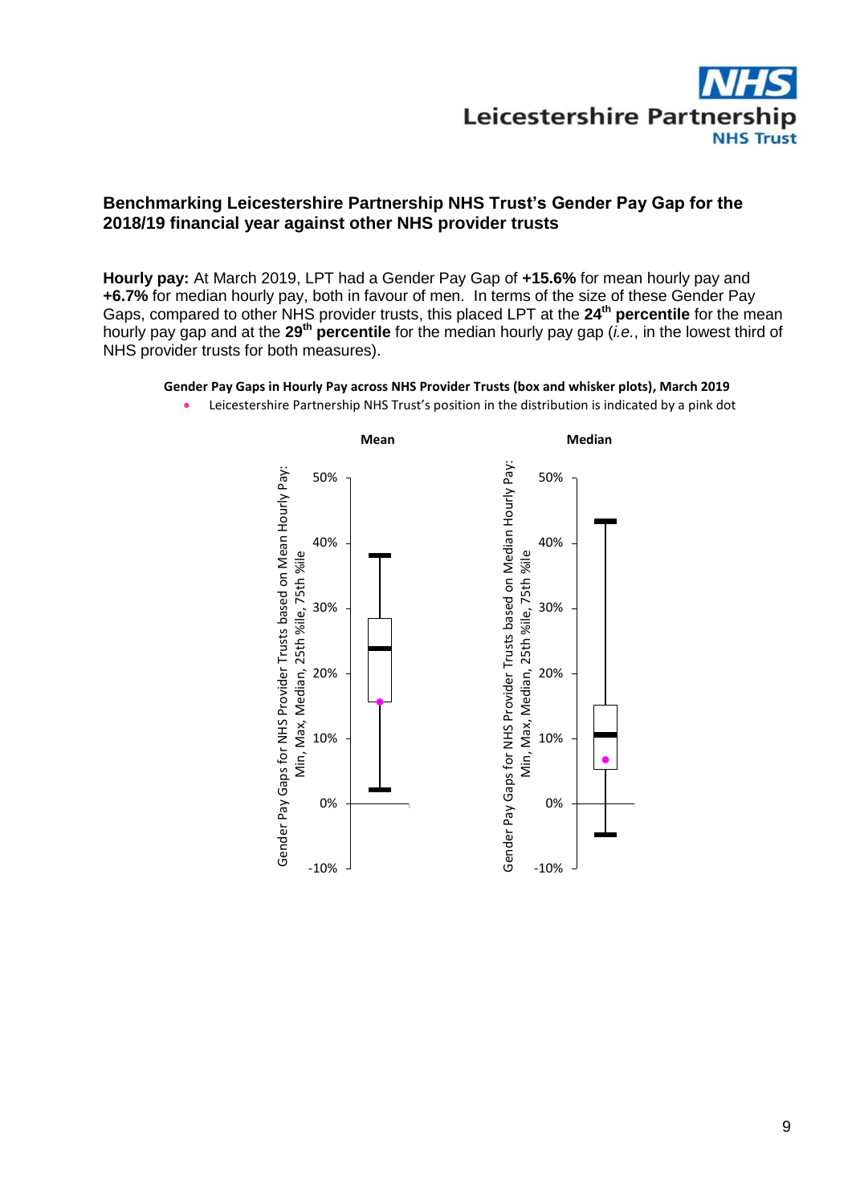**Leicestershire Partnership NHS Trust**

## Benchmarking Leicestershire Partnership NHS Trust's Gender Pay Gap for the 2018/19 financial year against other NHS provider trusts

**Hourly pay:** At March 2019, LPT had a Gender Pay Gap of **+15.6%** for mean hourly pay and **+6.7%** for median hourly pay, both in favour of men. In terms of the size of these Gender Pay Gaps, compared to other NHS provider trusts, this placed LPT at the **24th percentile** for the mean hourly pay gap and at the **29th percentile** for the median hourly pay gap (*i.e.*, in the lowest third of NHS provider trusts for both measures).

**Gender Pay Gaps in Hourly Pay across NHS Provider Trusts (box and whisker plots), March 2019**

- Leicestershire Partnership NHS Trust's position in the distribution is indicated by a pink dot

Mean

Gender Pay Gaps for NHS Provider Trusts based on Mean Hourly Pay: Min, Max, Median, 25th %ile, 75th %ile

50%
40%
30%
20%
10%
0%
-10%

Median

Gender Pay Gaps for NHS Provider Trusts based on Median Hourly Pay: Min, Max, Median, 25th %ile, 75th %ile

50%
40%
30%
20%
10%
0%
-10%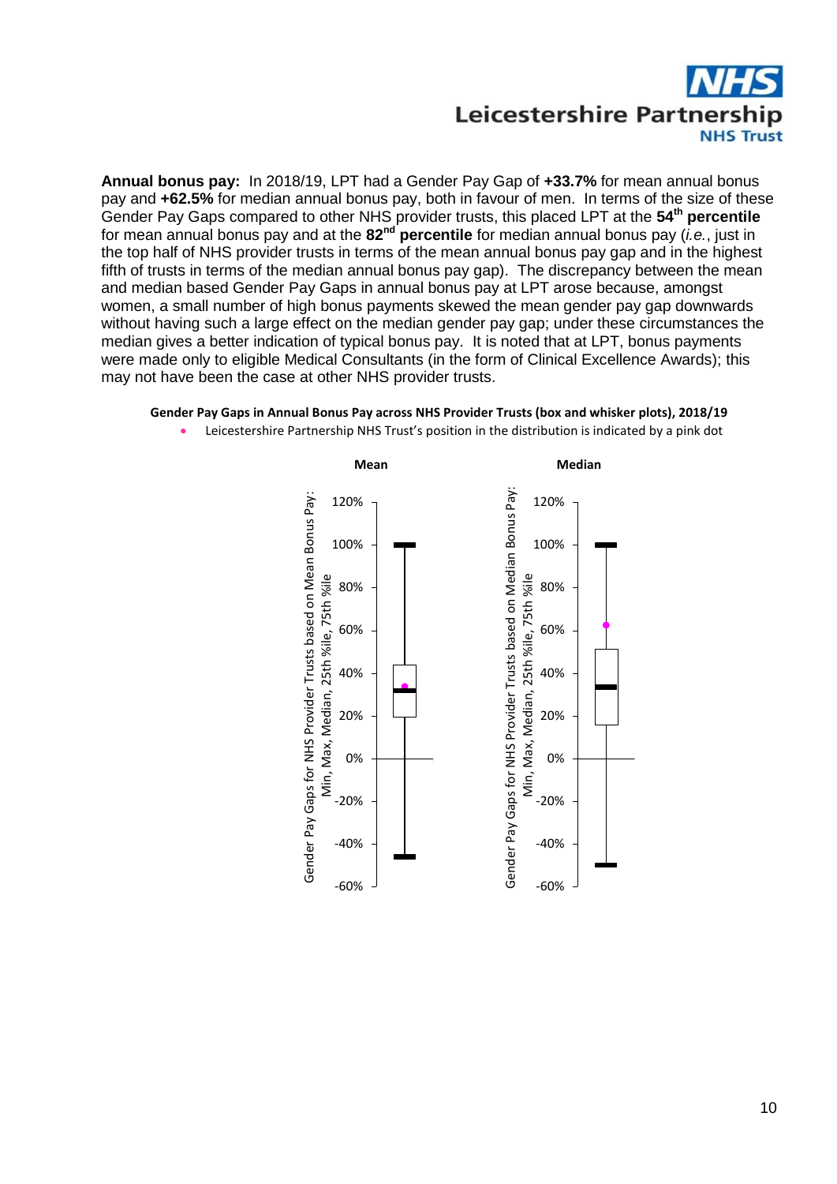**Annual bonus pay:** In 2018/19, LPT had a Gender Pay Gap of **+33.7%** for mean annual bonus pay and **+62.5%** for median annual bonus pay, both in favour of men. In terms of the size of these Gender Pay Gaps compared to other NHS provider trusts, this placed LPT at the **54th percentile** for mean annual bonus pay and at the **82nd percentile** for median annual bonus pay (*i.e.*, just in the top half of NHS provider trusts in terms of the mean annual bonus pay gap and in the highest fifth of trusts in terms of the median annual bonus pay gap). The discrepancy between the mean and median based Gender Pay Gaps in annual bonus pay at LPT arose because, amongst women, a small number of high bonus payments skewed the mean gender pay gap downwards without having such a large effect on the median gender pay gap; under these circumstances the median gives a better indication of typical bonus pay. It is noted that at LPT, bonus payments were made only to eligible Medical Consultants (in the form of Clinical Excellence Awards); this may not have been the case at other NHS provider trusts.

**Gender Pay Gaps in Annual Bonus Pay across NHS Provider Trusts (box and whisker plots), 2018/19**

- Leicestershire Partnership NHS Trust's position in the distribution is indicated by a pink dot

Mean

Gender Pay Gaps for NHS Provider Trusts based on Mean Bonus Pay: Min, Max, Median, 25th %ile, 75th %ile

120%
100%
80%
60%
40%
20%
0%
-20%
-40%
-60%

Median

Gender Pay Gaps for NHS Provider Trusts based on Median Bonus Pay: Min, Max, Median, 25th %ile, 75th %ile

120%
100%
80%
60%
40%
20%
0%
-20%
-40%
-60%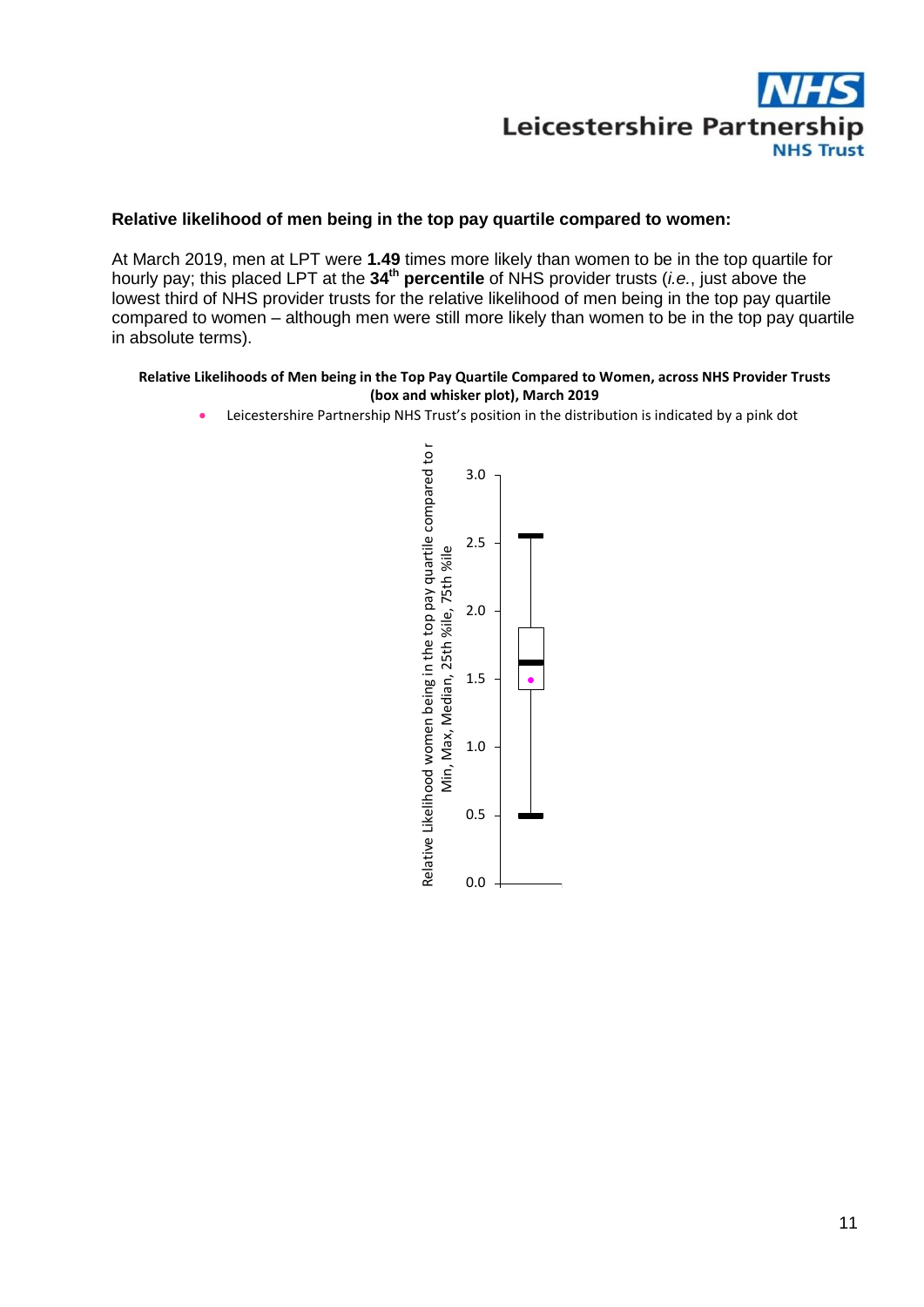### Relative likelihood of men being in the top pay quartile compared to women:

At March 2019, men at LPT were **1.49** times more likely than women to be in the top quartile for hourly pay; this placed LPT at the **34th percentile** of NHS provider trusts (*i.e.*, just above the lowest third of NHS provider trusts for the relative likelihood of men being in the top pay quartile compared to women – although men were still more likely than women to be in the top pay quartile in absolute terms).

**Relative Likelihoods of Men being in the Top Pay Quartile Compared to Women, across NHS Provider Trusts (box and whisker plot), March 2019**

- Leicestershire Partnership NHS Trust's position in the distribution is indicated by a pink dot

Relative Likelihood women being in the top pay quartile compared to r
Min, Max, Median, 25th %ile, 75th %ile

3.0
2.5
2.0
1.5
1.0
0.5
0.0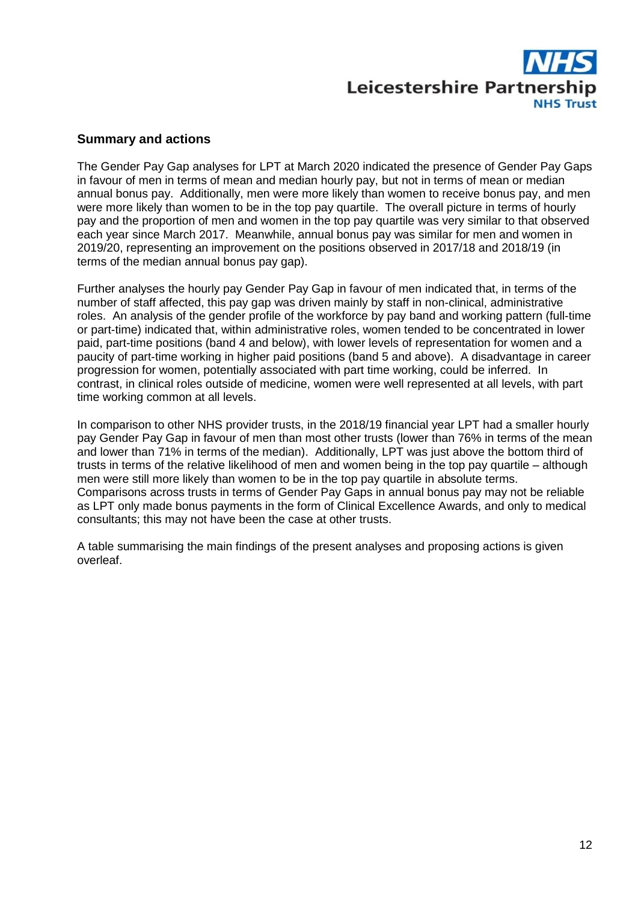## Summary and actions

The Gender Pay Gap analyses for LPT at March 2020 indicated the presence of Gender Pay Gaps in favour of men in terms of mean and median hourly pay, but not in terms of mean or median annual bonus pay. Additionally, men were more likely than women to receive bonus pay, and men were more likely than women to be in the top pay quartile. The overall picture in terms of hourly pay and the proportion of men and women in the top pay quartile was very similar to that observed each year since March 2017. Meanwhile, annual bonus pay was similar for men and women in 2019/20, representing an improvement on the positions observed in 2017/18 and 2018/19 (in terms of the median annual bonus pay gap).

Further analyses the hourly pay Gender Pay Gap in favour of men indicated that, in terms of the number of staff affected, this pay gap was driven mainly by staff in non-clinical, administrative roles. An analysis of the gender profile of the workforce by pay band and working pattern (full-time or part-time) indicated that, within administrative roles, women tended to be concentrated in lower paid, part-time positions (band 4 and below), with lower levels of representation for women and a paucity of part-time working in higher paid positions (band 5 and above). A disadvantage in career progression for women, potentially associated with part time working, could be inferred. In contrast, in clinical roles outside of medicine, women were well represented at all levels, with part time working common at all levels.

In comparison to other NHS provider trusts, in the 2018/19 financial year LPT had a smaller hourly pay Gender Pay Gap in favour of men than most other trusts (lower than 76% in terms of the mean and lower than 71% in terms of the median). Additionally, LPT was just above the bottom third of trusts in terms of the relative likelihood of men and women being in the top pay quartile – although men were still more likely than women to be in the top pay quartile in absolute terms. Comparisons across trusts in terms of Gender Pay Gaps in annual bonus pay may not be reliable as LPT only made bonus payments in the form of Clinical Excellence Awards, and only to medical consultants; this may not have been the case at other trusts.

A table summarising the main findings of the present analyses and proposing actions is given overleaf.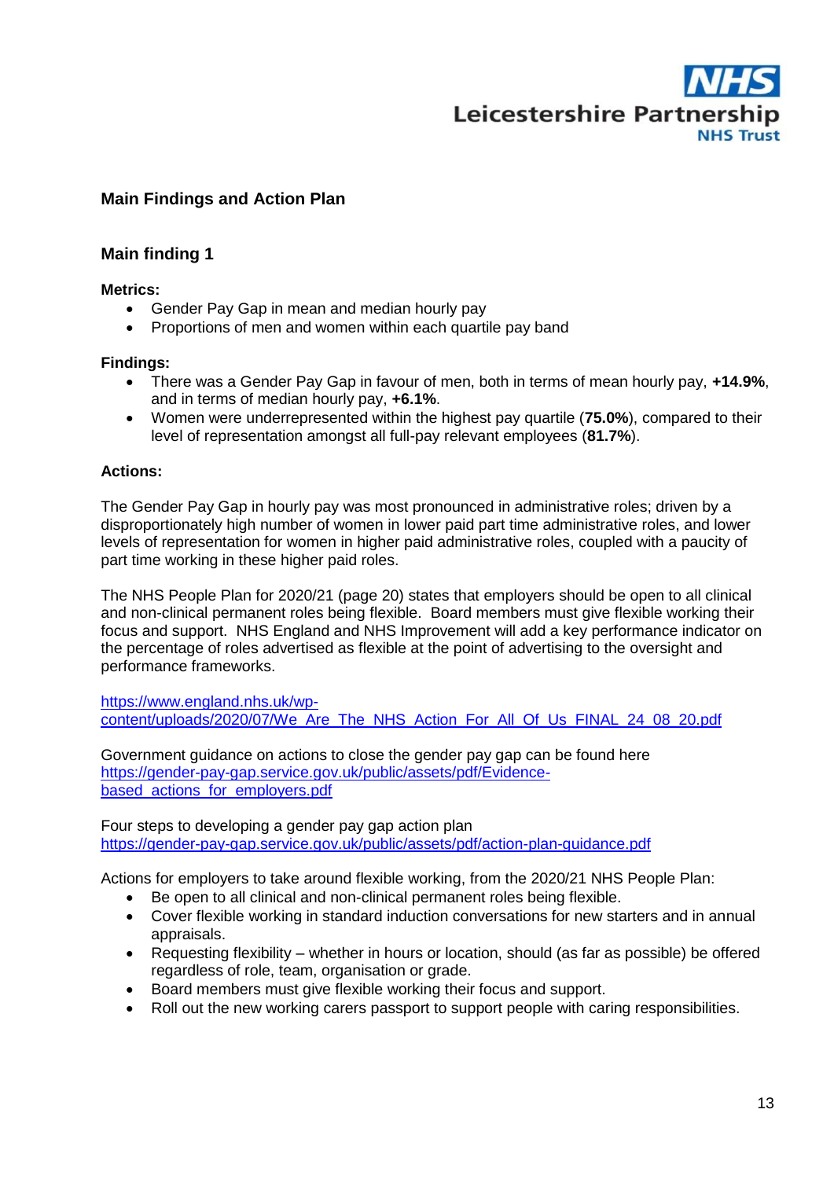## Main Findings and Action Plan

### Main finding 1

**Metrics:**

- Gender Pay Gap in mean and median hourly pay
- Proportions of men and women within each quartile pay band

**Findings:**

- There was a Gender Pay Gap in favour of men, both in terms of mean hourly pay, **+14.9%**, and in terms of median hourly pay, **+6.1%**.
- Women were underrepresented within the highest pay quartile (**75.0%**), compared to their level of representation amongst all full-pay relevant employees (**81.7%**).

**Actions:**

The Gender Pay Gap in hourly pay was most pronounced in administrative roles; driven by a disproportionately high number of women in lower paid part time administrative roles, and lower levels of representation for women in higher paid administrative roles, coupled with a paucity of part time working in these higher paid roles.

The NHS People Plan for 2020/21 (page 20) states that employers should be open to all clinical and non-clinical permanent roles being flexible. Board members must give flexible working their focus and support. NHS England and NHS Improvement will add a key performance indicator on the percentage of roles advertised as flexible at the point of advertising to the oversight and performance frameworks.

https://www.england.nhs.uk/wp-content/uploads/2020/07/We_Are_The_NHS_Action_For_All_Of_Us_FINAL_24_08_20.pdf

Government guidance on actions to close the gender pay gap can be found here https://gender-pay-gap.service.gov.uk/public/assets/pdf/Evidence-based_actions_for_employers.pdf

Four steps to developing a gender pay gap action plan
https://gender-pay-gap.service.gov.uk/public/assets/pdf/action-plan-guidance.pdf

Actions for employers to take around flexible working, from the 2020/21 NHS People Plan:

- Be open to all clinical and non-clinical permanent roles being flexible.
- Cover flexible working in standard induction conversations for new starters and in annual appraisals.
- Requesting flexibility – whether in hours or location, should (as far as possible) be offered regardless of role, team, organisation or grade.
- Board members must give flexible working their focus and support.
- Roll out the new working carers passport to support people with caring responsibilities.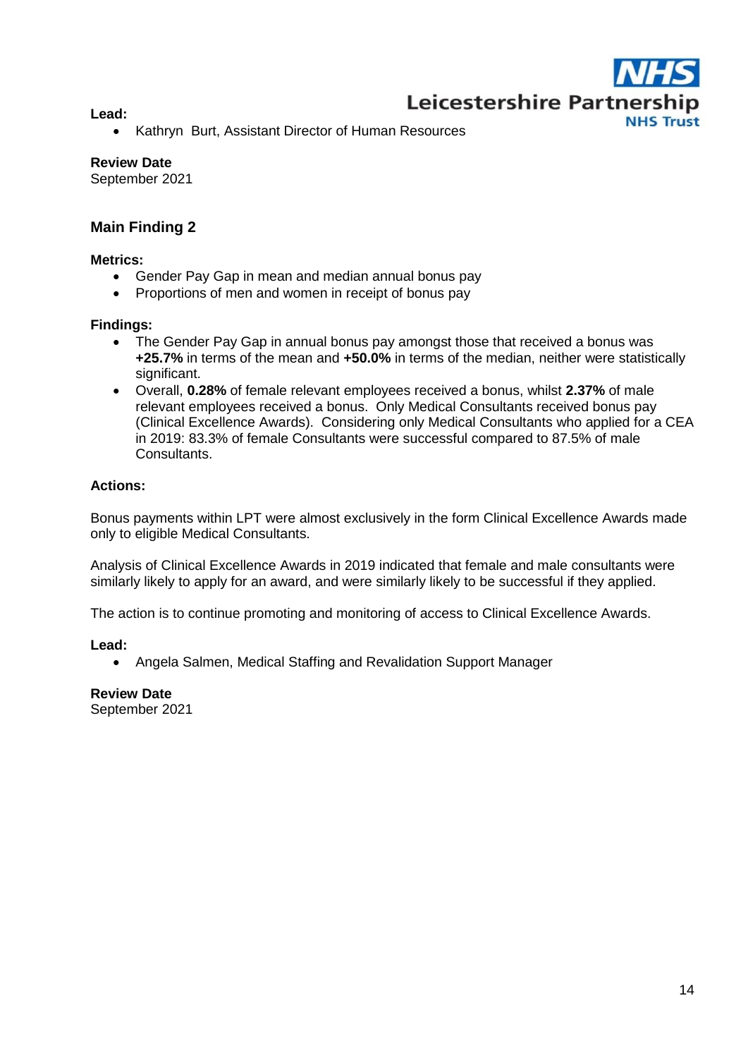**Lead:**

- Kathryn Burt, Assistant Director of Human Resources

**Review Date**
September 2021

## Main Finding 2

**Metrics:**

- Gender Pay Gap in mean and median annual bonus pay
- Proportions of men and women in receipt of bonus pay

**Findings:**

- The Gender Pay Gap in annual bonus pay amongst those that received a bonus was **+25.7%** in terms of the mean and **+50.0%** in terms of the median, neither were statistically significant.
- Overall, **0.28%** of female relevant employees received a bonus, whilst **2.37%** of male relevant employees received a bonus. Only Medical Consultants received bonus pay (Clinical Excellence Awards). Considering only Medical Consultants who applied for a CEA in 2019: 83.3% of female Consultants were successful compared to 87.5% of male Consultants.

**Actions:**

Bonus payments within LPT were almost exclusively in the form Clinical Excellence Awards made only to eligible Medical Consultants.

Analysis of Clinical Excellence Awards in 2019 indicated that female and male consultants were similarly likely to apply for an award, and were similarly likely to be successful if they applied.

The action is to continue promoting and monitoring of access to Clinical Excellence Awards.

**Lead:**

- Angela Salmen, Medical Staffing and Revalidation Support Manager

**Review Date**
September 2021